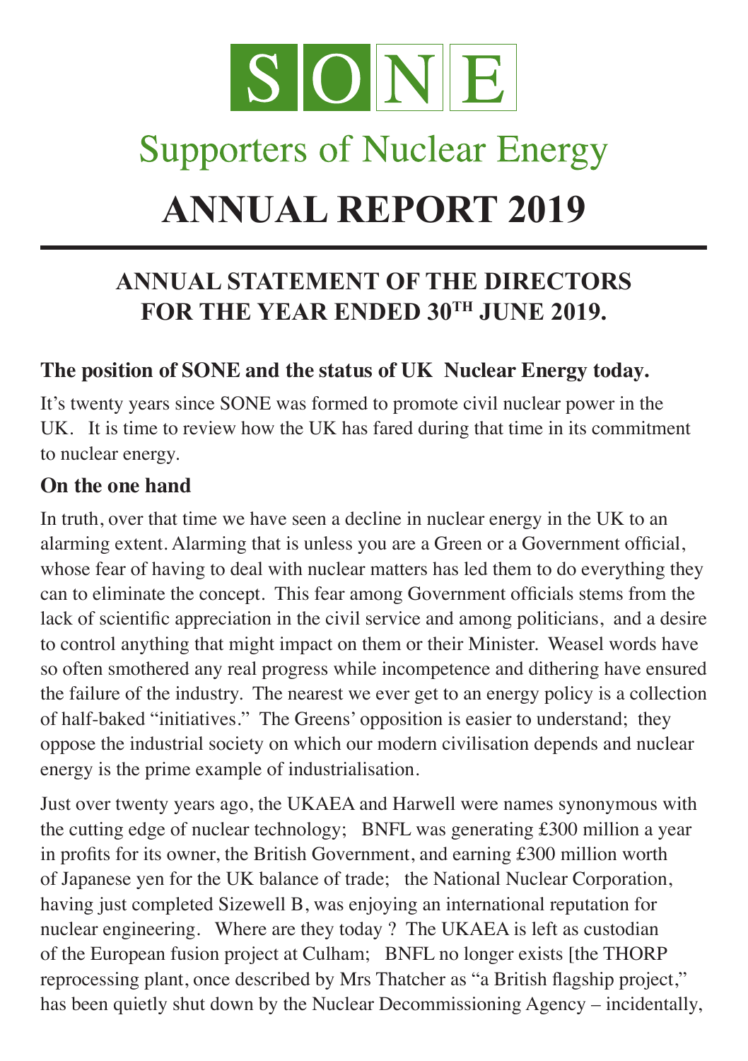# SONE

## Supporters of Nuclear Energy

# ANNUAL REPORT 2019

## ANNUAL STATEMENT OF THE DIRECTORS FOR THE YEAR ENDED 30TH JUNE 2019.

### The position of SONE and the status of UK Nuclear Energy today.

It's twenty years since SONE was formed to promote civil nuclear power in the UK. It is time to review how the UK has fared during that time in its commitment to nuclear energy.

### On the one hand

In truth, over that time we have seen a decline in nuclear energy in the UK to an alarming extent. Alarming that is unless you are a Green or a Government official, whose fear of having to deal with nuclear matters has led them to do everything they can to eliminate the concept. This fear among Government officials stems from the lack of scientific appreciation in the civil service and among politicians, and a desire to control anything that might impact on them or their Minister. Weasel words have so often smothered any real progress while incompetence and dithering have ensured the failure of the industry. The nearest we ever get to an energy policy is a collection of half-baked "initiatives." The Greens' opposition is easier to understand; they oppose the industrial society on which our modern civilisation depends and nuclear energy is the prime example of industrialisation.

Just over twenty years ago, the UKAEA and Harwell were names synonymous with the cutting edge of nuclear technology; BNFL was generating £300 million a year in profits for its owner, the British Government, and earning £300 million worth of Japanese yen for the UK balance of trade; the National Nuclear Corporation, having just completed Sizewell B, was enjoying an international reputation for nuclear engineering. Where are they today ? The UKAEA is left as custodian of the European fusion project at Culham; BNFL no longer exists [the THORP reprocessing plant, once described by Mrs Thatcher as "a British flagship project," has been quietly shut down by the Nuclear Decommissioning Agency – incidentally,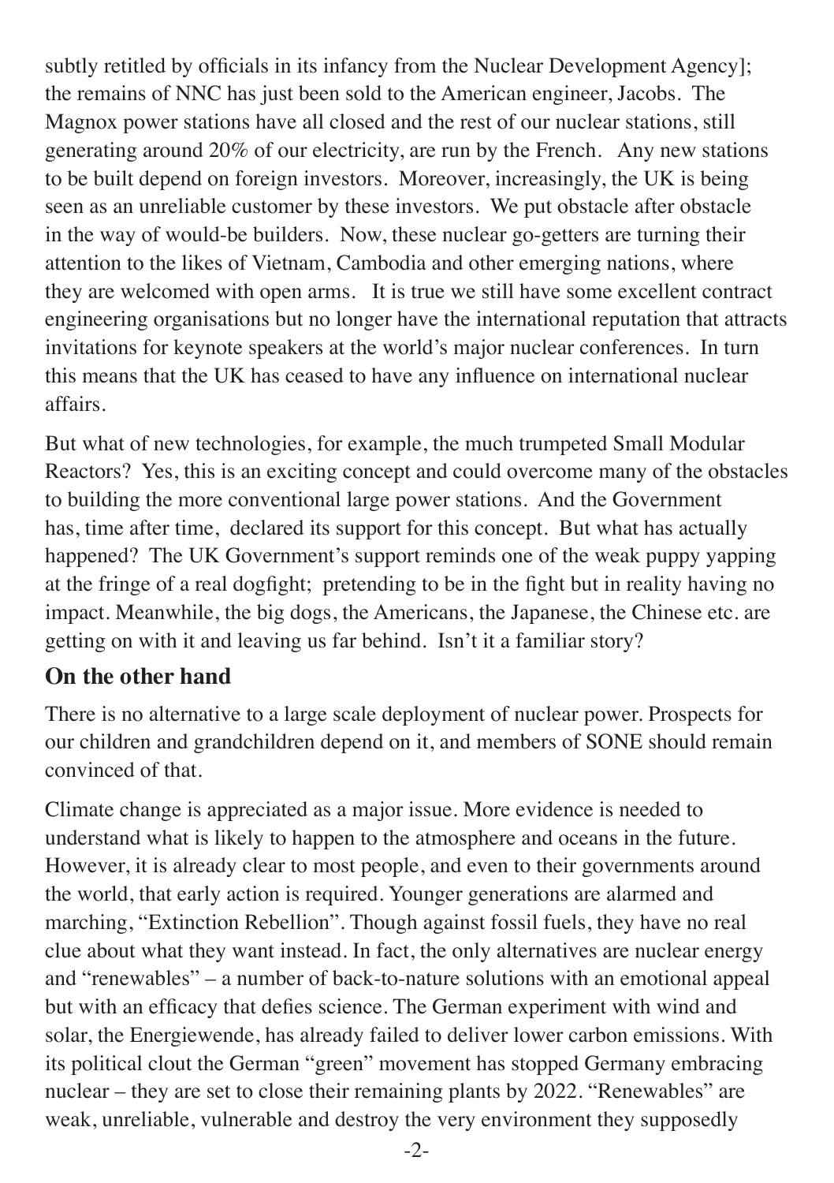subtly retitled by officials in its infancy from the Nuclear Development Agency]; the remains of NNC has just been sold to the American engineer, Jacobs. The Magnox power stations have all closed and the rest of our nuclear stations, still generating around 20% of our electricity, are run by the French. Any new stations to be built depend on foreign investors. Moreover, increasingly, the UK is being seen as an unreliable customer by these investors. We put obstacle after obstacle in the way of would-be builders. Now, these nuclear go-getters are turning their attention to the likes of Vietnam, Cambodia and other emerging nations, where they are welcomed with open arms. It is true we still have some excellent contract engineering organisations but no longer have the international reputation that attracts invitations for keynote speakers at the world's major nuclear conferences. In turn this means that the UK has ceased to have any influence on international nuclear affairs.

But what of new technologies, for example, the much trumpeted Small Modular Reactors? Yes, this is an exciting concept and could overcome many of the obstacles to building the more conventional large power stations. And the Government has, time after time, declared its support for this concept. But what has actually happened? The UK Government's support reminds one of the weak puppy yapping at the fringe of a real dogfight; pretending to be in the fight but in reality having no impact. Meanwhile, the big dogs, the Americans, the Japanese, the Chinese etc. are getting on with it and leaving us far behind. Isn't it a familiar story?

## On the other hand

There is no alternative to a large scale deployment of nuclear power. Prospects for our children and grandchildren depend on it, and members of SONE should remain convinced of that.

Climate change is appreciated as a major issue. More evidence is needed to understand what is likely to happen to the atmosphere and oceans in the future. However, it is already clear to most people, and even to their governments around the world, that early action is required. Younger generations are alarmed and marching, "Extinction Rebellion". Though against fossil fuels, they have no real clue about what they want instead. In fact, the only alternatives are nuclear energy and "renewables" – a number of back-to-nature solutions with an emotional appeal but with an efficacy that defies science. The German experiment with wind and solar, the Energiewende, has already failed to deliver lower carbon emissions. With its political clout the German "green" movement has stopped Germany embracing nuclear – they are set to close their remaining plants by 2022. "Renewables" are weak, unreliable, vulnerable and destroy the very environment they supposedly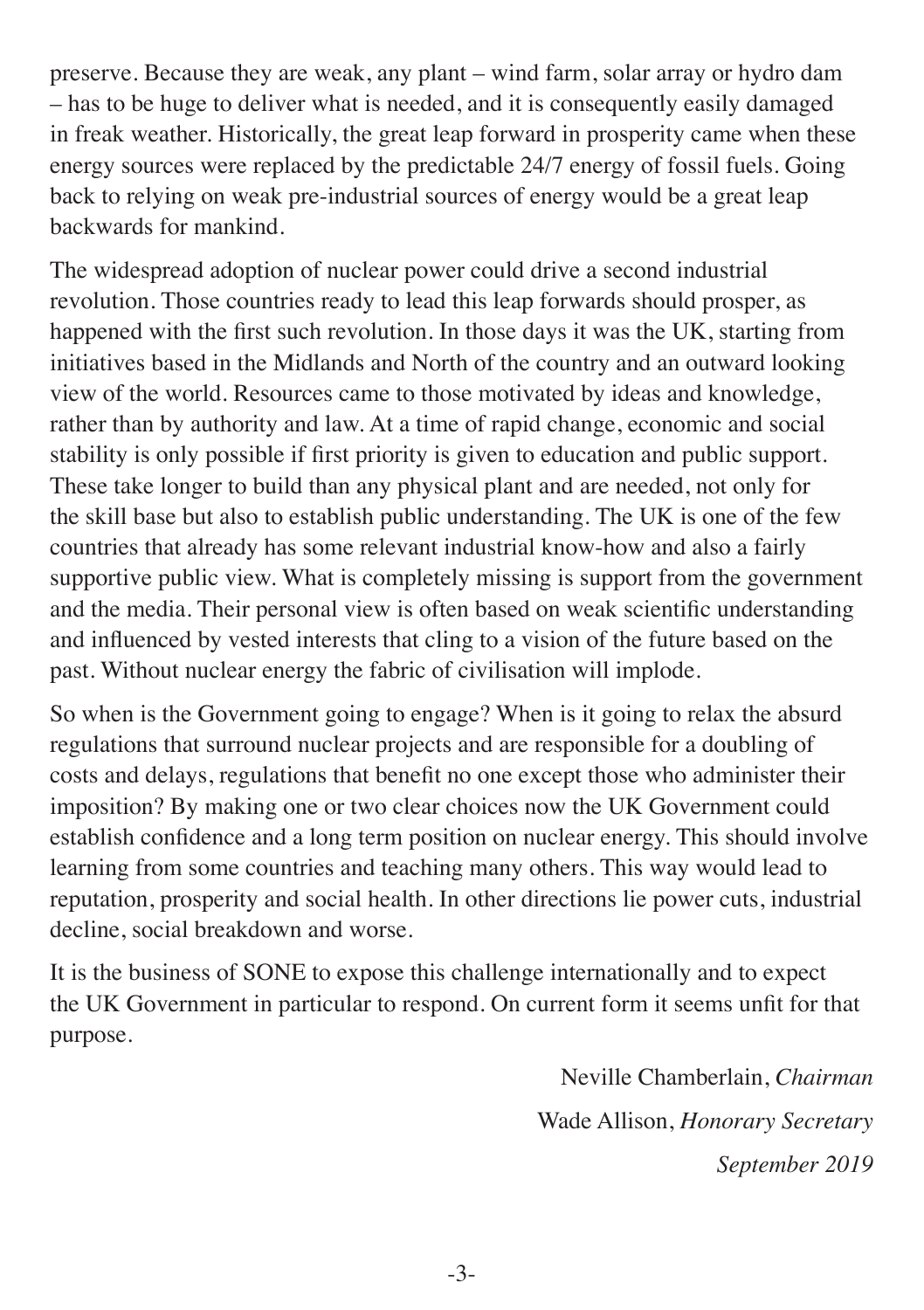preserve. Because they are weak, any plant – wind farm, solar array or hydro dam – has to be huge to deliver what is needed, and it is consequently easily damaged in freak weather. Historically, the great leap forward in prosperity came when these energy sources were replaced by the predictable 24/7 energy of fossil fuels. Going back to relying on weak pre-industrial sources of energy would be a great leap backwards for mankind.

The widespread adoption of nuclear power could drive a second industrial revolution. Those countries ready to lead this leap forwards should prosper, as happened with the first such revolution. In those days it was the UK, starting from initiatives based in the Midlands and North of the country and an outward looking view of the world. Resources came to those motivated by ideas and knowledge, rather than by authority and law. At a time of rapid change, economic and social stability is only possible if first priority is given to education and public support. These take longer to build than any physical plant and are needed, not only for the skill base but also to establish public understanding. The UK is one of the few countries that already has some relevant industrial know-how and also a fairly supportive public view. What is completely missing is support from the government and the media. Their personal view is often based on weak scientific understanding and influenced by vested interests that cling to a vision of the future based on the past. Without nuclear energy the fabric of civilisation will implode.

So when is the Government going to engage? When is it going to relax the absurd regulations that surround nuclear projects and are responsible for a doubling of costs and delays, regulations that benefit no one except those who administer their imposition? By making one or two clear choices now the UK Government could establish confidence and a long term position on nuclear energy. This should involve learning from some countries and teaching many others. This way would lead to reputation, prosperity and social health. In other directions lie power cuts, industrial decline, social breakdown and worse.

It is the business of SONE to expose this challenge internationally and to expect the UK Government in particular to respond. On current form it seems unfit for that purpose.

Neville Chamberlain, *Chairman*

Wade Allison, *Honorary Secretary*

*September 2019*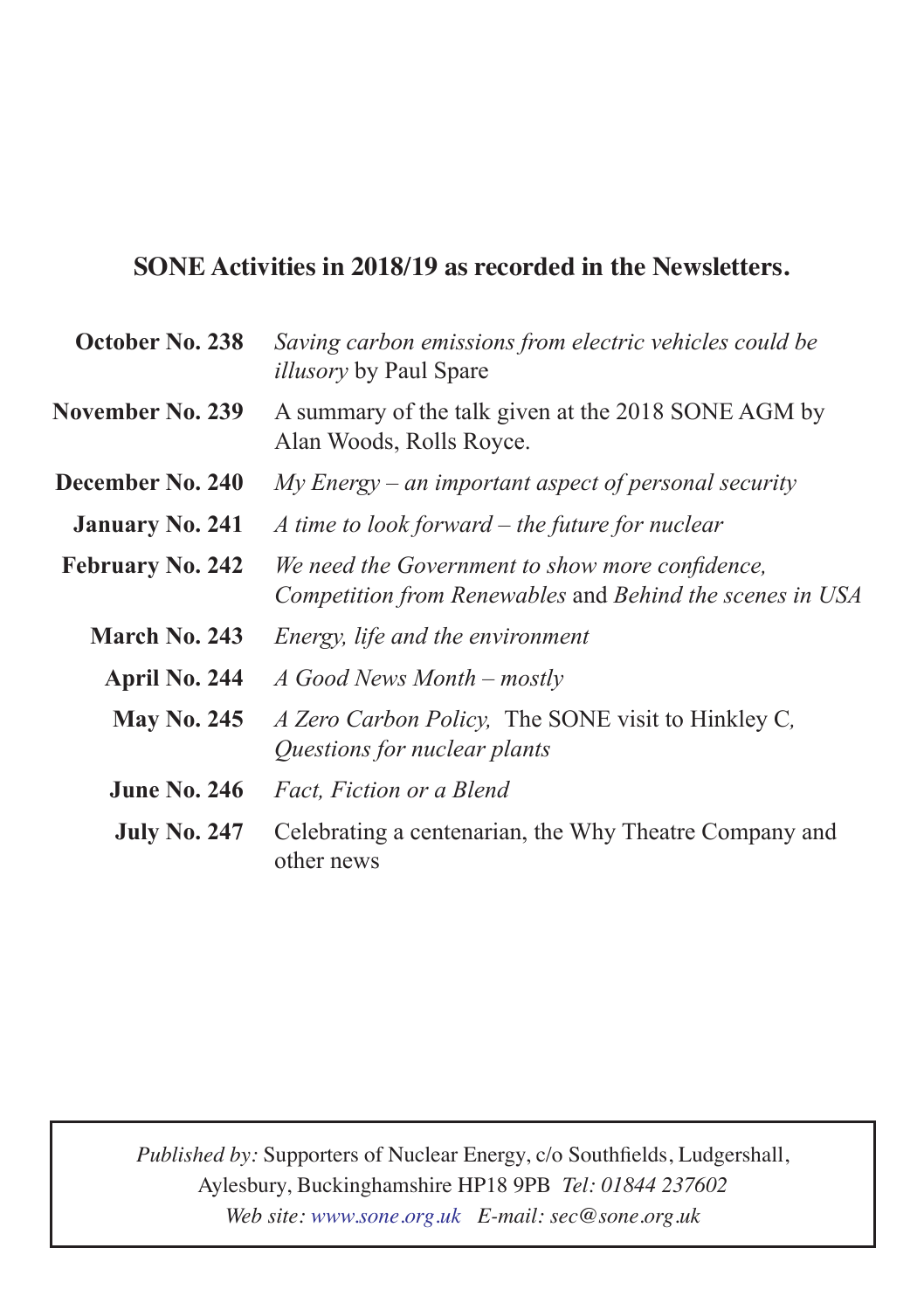## SONE Activities in 2018/19 as recorded in the Newsletters.

| | |
|---|---|
| **October No. 238** | *Saving carbon emissions from electric vehicles could be illusory* by Paul Spare |
| **November No. 239** | A summary of the talk given at the 2018 SONE AGM by Alan Woods, Rolls Royce. |
| **December No. 240** | *My Energy – an important aspect of personal security* |
| **January No. 241** | *A time to look forward – the future for nuclear* |
| **February No. 242** | *We need the Government to show more confidence, Competition from Renewables* and *Behind the scenes in USA* |
| **March No. 243** | *Energy, life and the environment* |
| **April No. 244** | *A Good News Month – mostly* |
| **May No. 245** | *A Zero Carbon Policy,* The SONE visit to Hinkley C*, Questions for nuclear plants* |
| **June No. 246** | *Fact, Fiction or a Blend* |
| **July No. 247** | Celebrating a centenarian, the Why Theatre Company and other news |

*Published by:* Supporters of Nuclear Energy, c/o Southfields, Ludgershall, Aylesbury, Buckinghamshire HP18 9PB *Tel: 01844 237602*
*Web site: www.sone.org.uk E-mail: sec@sone.org.uk*